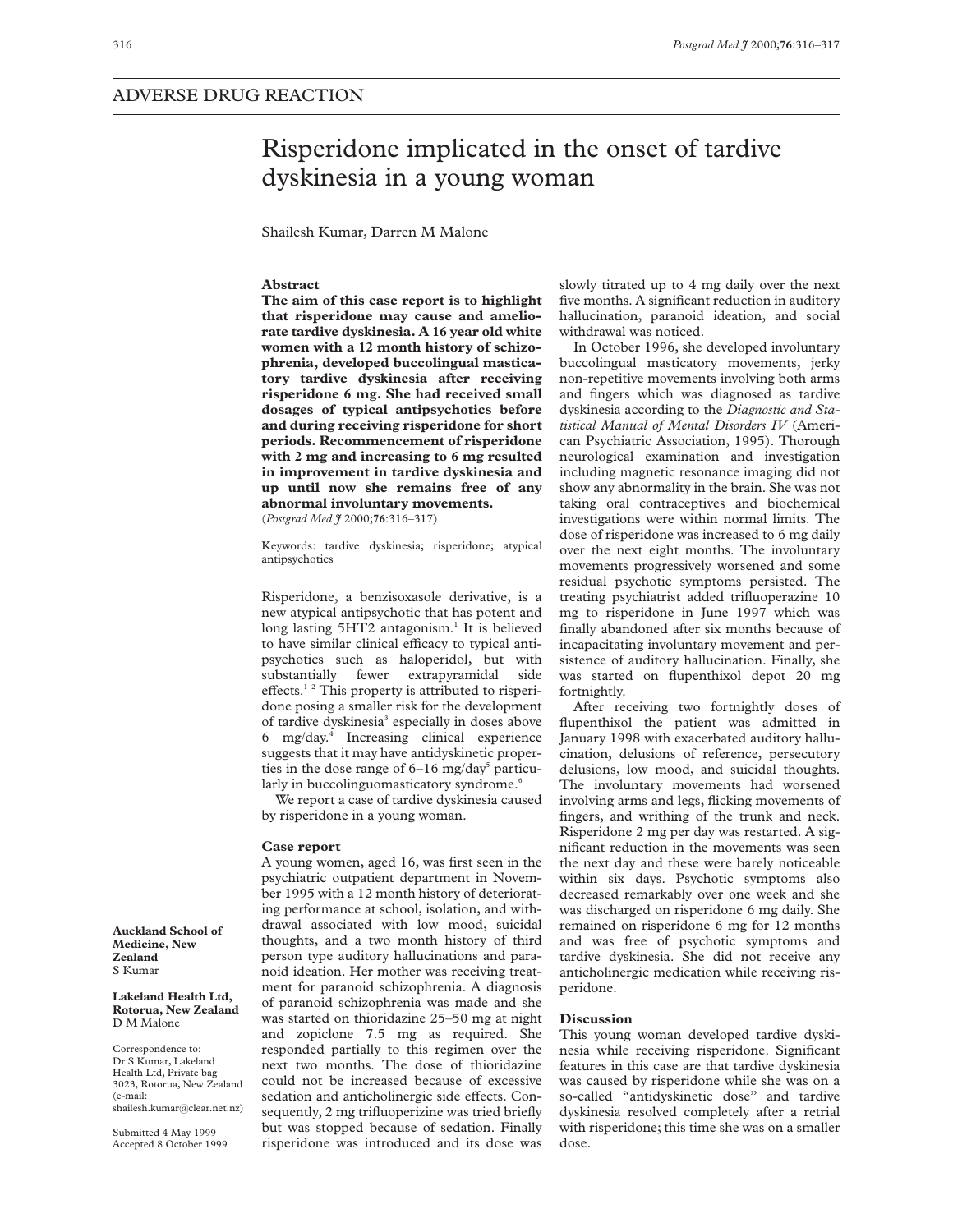ADVERSE DRUG REACTION

# Risperidone implicated in the onset of tardive dyskinesia in a young woman

Shailesh Kumar, Darren M Malone

**Abstract**

**The aim of this case report is to highlight that risperidone may cause and ameliorate tardive dyskinesia. A 16 year old white women with a 12 month history of schizophrenia, developed buccolingual masticatory tardive dyskinesia after receiving risperidone 6 mg. She had received small dosages of typical antipsychotics before and during receiving risperidone for short periods. Recommencement of risperidone with 2 mg and increasing to 6 mg resulted in improvement in tardive dyskinesia and up until now she remains free of any abnormal involuntary movements.**

(*Postgrad Med J* 2000;**76**:316–317)

Keywords: tardive dyskinesia; risperidone; atypical antipsychotics

Risperidone, a benzisoxasole derivative, is a new atypical antipsychotic that has potent and long lasting 5HT2 antagonism.[1] It is believed to have similar clinical efficacy to typical antipsychotics such as haloperidol, but with substantially fewer extrapyramidal side effects.[1,2] This property is attributed to risperidone posing a smaller risk for the development of tardive dyskinesia[3] especially in doses above 6 mg/day.[4] Increasing clinical experience suggests that it may have antidyskinetic properties in the dose range of 6–16 mg/day[5] particularly in buccolinguomasticatory syndrome.[6]

We report a case of tardive dyskinesia caused by risperidone in a young woman.

## Case report

A young women, aged 16, was first seen in the psychiatric outpatient department in November 1995 with a 12 month history of deteriorating performance at school, isolation, and withdrawal associated with low mood, suicidal thoughts, and a two month history of third person type auditory hallucinations and paranoid ideation. Her mother was receiving treatment for paranoid schizophrenia. A diagnosis of paranoid schizophrenia was made and she was started on thioridazine 25–50 mg at night and zopiclone 7.5 mg as required. She responded partially to this regimen over the next two months. The dose of thioridazine could not be increased because of excessive sedation and anticholinergic side effects. Consequently, 2 mg trifluoperizine was tried briefly but was stopped because of sedation. Finally risperidone was introduced and its dose was slowly titrated up to 4 mg daily over the next five months. A significant reduction in auditory hallucination, paranoid ideation, and social withdrawal was noticed.

In October 1996, she developed involuntary buccolingual masticatory movements, jerky non-repetitive movements involving both arms and fingers which was diagnosed as tardive dyskinesia according to the *Diagnostic and Statistical Manual of Mental Disorders IV* (American Psychiatric Association, 1995). Thorough neurological examination and investigation including magnetic resonance imaging did not show any abnormality in the brain. She was not taking oral contraceptives and biochemical investigations were within normal limits. The dose of risperidone was increased to 6 mg daily over the next eight months. The involuntary movements progressively worsened and some residual psychotic symptoms persisted. The treating psychiatrist added trifluoperazine 10 mg to risperidone in June 1997 which was finally abandoned after six months because of incapacitating involuntary movement and persistence of auditory hallucination. Finally, she was started on flupenthixol depot 20 mg fortnightly.

After receiving two fortnightly doses of flupenthixol the patient was admitted in January 1998 with exacerbated auditory hallucination, delusions of reference, persecutory delusions, low mood, and suicidal thoughts. The involuntary movements had worsened involving arms and legs, flicking movements of fingers, and writhing of the trunk and neck. Risperidone 2 mg per day was restarted. A significant reduction in the movements was seen the next day and these were barely noticeable within six days. Psychotic symptoms also decreased remarkably over one week and she was discharged on risperidone 6 mg daily. She remained on risperidone 6 mg for 12 months and was free of psychotic symptoms and tardive dyskinesia. She did not receive any anticholinergic medication while receiving risperidone.

## Discussion

This young woman developed tardive dyskinesia while receiving risperidone. Significant features in this case are that tardive dyskinesia was caused by risperidone while she was on a so-called "antidyskinetic dose" and tardive dyskinesia resolved completely after a retrial with risperidone; this time she was on a smaller dose.

**Auckland School of Medicine, New Zealand**
S Kumar

**Lakeland Health Ltd, Rotorua, New Zealand**
D M Malone

Correspondence to: Dr S Kumar, Lakeland Health Ltd, Private bag 3023, Rotorua, New Zealand (e-mail: shailesh.kumar@clear.net.nz)

Submitted 4 May 1999
Accepted 8 October 1999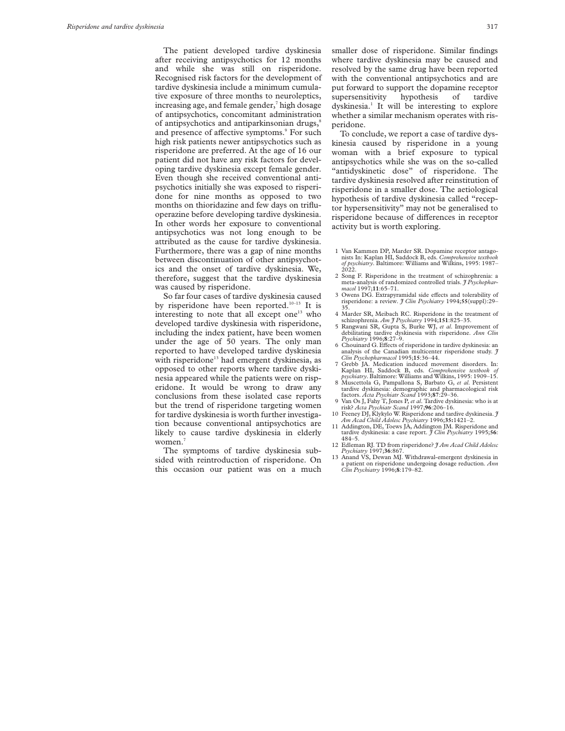The patient developed tardive dyskinesia after receiving antipsychotics for 12 months and while she was still on risperidone. Recognised risk factors for the development of tardive dyskinesia include a minimum cumulative exposure of three months to neuroleptics, increasing age, and female gender,[7] high dosage of antipsychotics, concomitant administration of antipsychotics and antiparkinsonian drugs,[8] and presence of affective symptoms.[9] For such high risk patients newer antipsychotics such as risperidone are preferred. At the age of 16 our patient did not have any risk factors for developing tardive dyskinesia except female gender. Even though she received conventional antipsychotics initially she was exposed to risperidone for nine months as opposed to two months on thioridazine and few days on trifluoperazine before developing tardive dyskinesia. In other words her exposure to conventional antipsychotics was not long enough to be attributed as the cause for tardive dyskinesia. Furthermore, there was a gap of nine months between discontinuation of other antipsychotics and the onset of tardive dyskinesia. We, therefore, suggest that the tardive dyskinesia was caused by risperidone.

So far four cases of tardive dyskinesia caused by risperidone have been reported.[10–13] It is interesting to note that all except one[13] who developed tardive dyskinesia with risperidone, including the index patient, have been women under the age of 50 years. The only man reported to have developed tardive dyskinesia with risperidone[13] had emergent dyskinesia, as opposed to other reports where tardive dyskinesia appeared while the patients were on risperidone. It would be wrong to draw any conclusions from these isolated case reports but the trend of risperidone targeting women for tardive dyskinesia is worth further investigation because conventional antipsychotics are likely to cause tardive dyskinesia in elderly women.[7]

The symptoms of tardive dyskinesia subsided with reintroduction of risperidone. On this occasion our patient was on a much smaller dose of risperidone. Similar findings where tardive dyskinesia may be caused and resolved by the same drug have been reported with the conventional antipsychotics and are put forward to support the dopamine receptor supersensitivity hypothesis of tardive dyskinesia.[1] It will be interesting to explore whether a similar mechanism operates with risperidone.

To conclude, we report a case of tardive dyskinesia caused by risperidone in a young woman with a brief exposure to typical antipsychotics while she was on the so-called "antidyskinetic dose" of risperidone. The tardive dyskinesia resolved after reinstitution of risperidone in a smaller dose. The aetiological hypothesis of tardive dyskinesia called "receptor hypersensitivity" may not be generalised to risperidone because of differences in receptor activity but is worth exploring.

1. Van Kammen DP, Marder SR. Dopamine receptor antagonists In: Kaplan HI, Saddock B, eds. *Comprehensive textbook of psychiatry*. Baltimore: Williams and Wilkins, 1995: 1987–2022.
2. Song F. Risperidone in the treatment of schizophrenia: a meta-analysis of randomized controlled trials. *J Psychopharmacol* 1997;**11**:65–71.
3. Owens DG. Extrapyramidal side effects and tolerability of risperidone: a review. *J Clin Psychiatry* 1994;**55**(suppl):29–35.
4. Marder SR, Meibach RC. Risperidone in the treatment of schizophrenia. *Am J Psychiatry* 1994;**151**:825–35.
5. Rangwani SR, Gupta S, Burke WJ, *et al*. Improvement of debilitating tardive dyskinesia with risperidone. *Ann Clin Psychiatry* 1996;**8**:27–9.
6. Chouinard G. Effects of risperidone in tardive dyskinesia: an analysis of the Canadian multicenter risperidone study. *J Clin Psychopharmacol* 1995;**15**:36–44.
7. Grebb JA. Medication induced movement disorders. In: Kaplan HI, Saddock B, eds. *Comprehensive textbook of psychiatry*. Baltimore: Williams and Wilkins, 1995: 1909–15.
8. Muscettola G, Pampallona S, Barbato G, *et al*. Persistent tardive dyskinesia: demographic and pharmacological risk factors. *Acta Psychiatr Scand* 1993;**87**:29–36.
9. Van Os J, Fahy T, Jones P, *et al*. Tardive dyskinesia: who is at risk? *Acta Psychiatr Scand* 1997;**96**:206–16.
10. Feeney DJ, Klykylo W. Risperidone and tardive dyskinesia. *J Am Acad Child Adolesc Psychiatry* 1996;**35**:1421–2.
11. Addington, DE, Toews JA, Addington JM. Risperidone and tardive dyskinesia: a case report. *J Clin Psychiatry* 1995;**56**:484–5.
12. Edleman RJ. TD from risperidone? *J Am Acad Child Adolesc Psychiatry* 1997;**36**:867.
13. Anand VS, Dewan MJ. Withdrawal-emergent dyskinesia in a patient on risperidone undergoing dosage reduction. *Ann Clin Psychiatry* 1996;**8**:179–82.